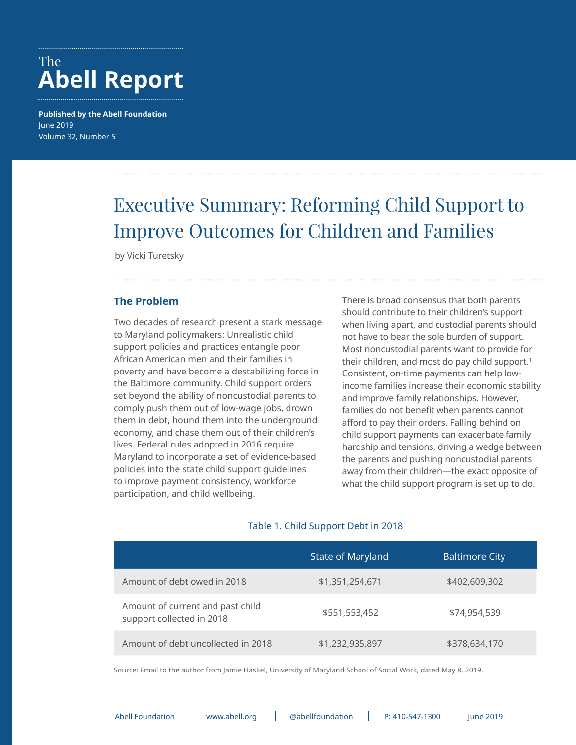The

# Abell Report

**Published by the Abell Foundation**
June 2019
Volume 32, Number 5

## Executive Summary: Reforming Child Support to Improve Outcomes for Children and Families

by Vicki Turetsky

### The Problem

Two decades of research present a stark message to Maryland policymakers: Unrealistic child support policies and practices entangle poor African American men and their families in poverty and have become a destabilizing force in the Baltimore community. Child support orders set beyond the ability of noncustodial parents to comply push them out of low-wage jobs, drown them in debt, hound them into the underground economy, and chase them out of their children's lives. Federal rules adopted in 2016 require Maryland to incorporate a set of evidence-based policies into the state child support guidelines to improve payment consistency, workforce participation, and child wellbeing.

There is broad consensus that both parents should contribute to their children's support when living apart, and custodial parents should not have to bear the sole burden of support. Most noncustodial parents want to provide for their children, and most do pay child support.[1] Consistent, on-time payments can help low-income families increase their economic stability and improve family relationships. However, families do not benefit when parents cannot afford to pay their orders. Falling behind on child support payments can exacerbate family hardship and tensions, driving a wedge between the parents and pushing noncustodial parents away from their children—the exact opposite of what the child support program is set up to do.

Table 1. Child Support Debt in 2018

| | State of Maryland | Baltimore City |
|---|---|---|
| Amount of debt owed in 2018 | $1,351,254,671 | $402,609,302 |
| Amount of current and past child support collected in 2018 | $551,553,452 | $74,954,539 |
| Amount of debt uncollected in 2018 | $1,232,935,897 | $378,634,170 |

Source: Email to the author from Jamie Haskel, University of Maryland School of Social Work, dated May 8, 2019.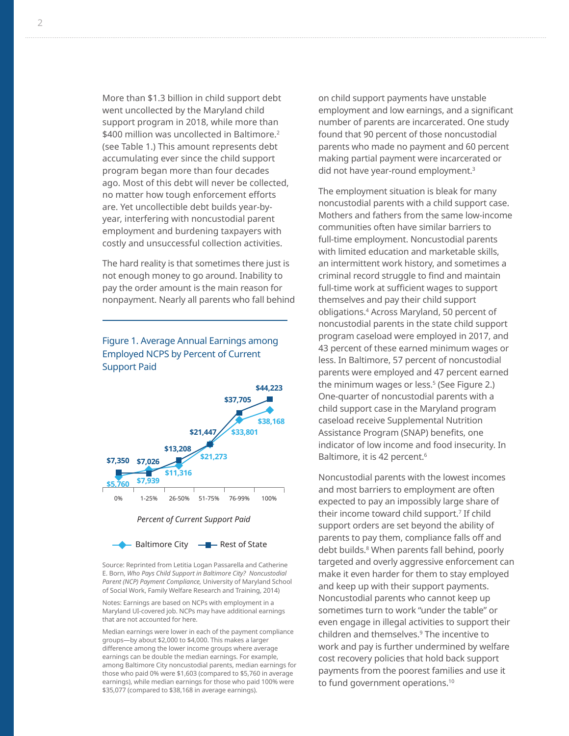More than $1.3 billion in child support debt went uncollected by the Maryland child support program in 2018, while more than $400 million was uncollected in Baltimore.[2] (see Table 1.) This amount represents debt accumulating ever since the child support program began more than four decades ago. Most of this debt will never be collected, no matter how tough enforcement efforts are. Yet uncollectible debt builds year-by-year, interfering with noncustodial parent employment and burdening taxpayers with costly and unsuccessful collection activities.

The hard reality is that sometimes there just is not enough money to go around. Inability to pay the order amount is the main reason for nonpayment. Nearly all parents who fall behind on child support payments have unstable employment and low earnings, and a significant number of parents are incarcerated. One study found that 90 percent of those noncustodial parents who made no payment and 60 percent making partial payment were incarcerated or did not have year-round employment.[3]

Figure 1. Average Annual Earnings among Employed NCPS by Percent of Current Support Paid

| Percent of Current Support Paid | Baltimore City | Rest of State |
|---|---|---|
| 0% | $5,760 | $7,350 |
| 1-25% | $7,939 | $7,026 |
| 26-50% | $11,316 | $13,208 |
| 51-75% | $21,273 | $21,447 |
| 76-99% | $33,801 | $37,705 |
| 100% | $38,168 | $44,223 |

Source: Reprinted from Letitia Logan Passarella and Catherine E. Born, *Who Pays Child Support in Baltimore City? Noncustodial Parent (NCP) Payment Compliance,* University of Maryland School of Social Work, Family Welfare Research and Training, 2014)

Notes: Earnings are based on NCPs with employment in a Maryland UI-covered job. NCPs may have additional earnings that are not accounted for here.

Median earnings were lower in each of the payment compliance groups—by about $2,000 to $4,000. This makes a larger difference among the lower income groups where average earnings can be double the median earnings. For example, among Baltimore City noncustodial parents, median earnings for those who paid 0% were $1,603 (compared to $5,760 in average earnings), while median earnings for those who paid 100% were $35,077 (compared to 38,168 in average earnings).

The employment situation is bleak for many noncustodial parents with a child support case. Mothers and fathers from the same low-income communities often have similar barriers to full-time employment. Noncustodial parents with limited education and marketable skills, an intermittent work history, and sometimes a criminal record struggle to find and maintain full-time work at sufficient wages to support themselves and pay their child support obligations.[4] Across Maryland, 50 percent of noncustodial parents in the state child support program caseload were employed in 2017, and 43 percent of these earned minimum wages or less. In Baltimore, 57 percent of noncustodial parents were employed and 47 percent earned the minimum wages or less.[5] (See Figure 2.) One-quarter of noncustodial parents with a child support case in the Maryland program caseload receive Supplemental Nutrition Assistance Program (SNAP) benefits, one indicator of low income and food insecurity. In Baltimore, it is 42 percent.[6]

Noncustodial parents with the lowest incomes and most barriers to employment are often expected to pay an impossibly large share of their income toward child support.[7] If child support orders are set beyond the ability of parents to pay them, compliance falls off and debt builds.[8] When parents fall behind, poorly targeted and overly aggressive enforcement can make it even harder for them to stay employed and keep up with their support payments. Noncustodial parents who cannot keep up sometimes turn to work "under the table" or even engage in illegal activities to support their children and themselves.[9] The incentive to work and pay is further undermined by welfare cost recovery policies that hold back support payments from the poorest families and use it to fund government operations.[10]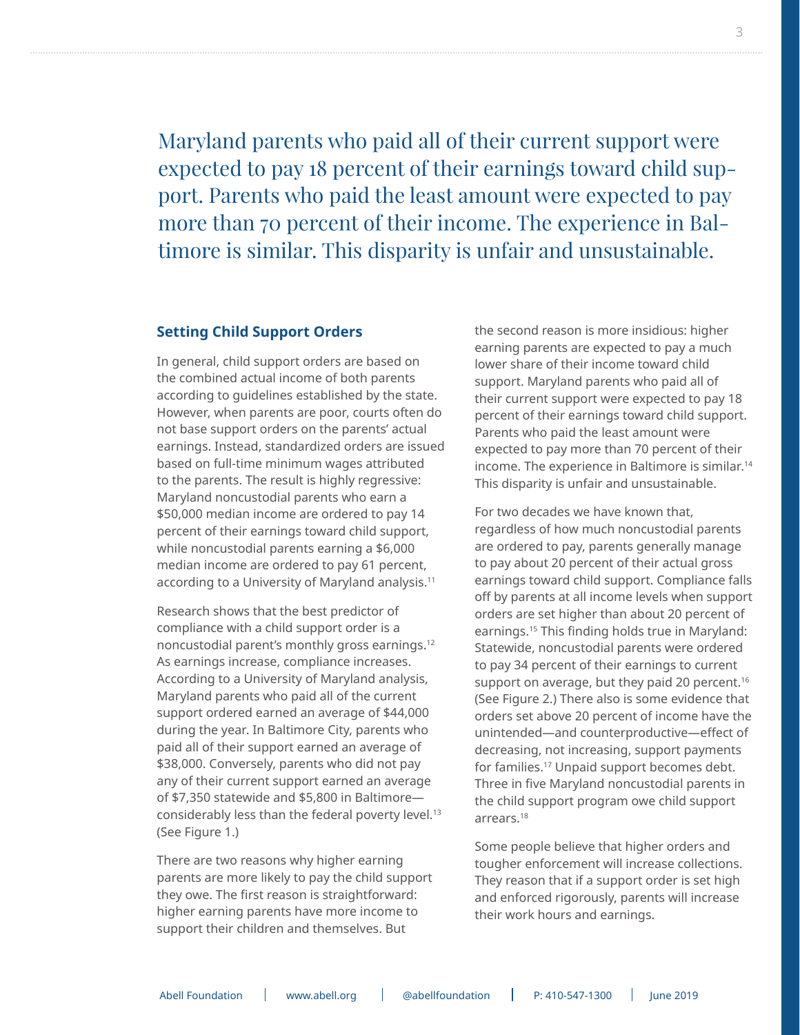> Maryland parents who paid all of their current support were expected to pay 18 percent of their earnings toward child support. Parents who paid the least amount were expected to pay more than 70 percent of their income. The experience in Baltimore is similar. This disparity is unfair and unsustainable.

## Setting Child Support Orders

In general, child support orders are based on the combined actual income of both parents according to guidelines established by the state. However, when parents are poor, courts often do not base support orders on the parents' actual earnings. Instead, standardized orders are issued based on full-time minimum wages attributed to the parents. The result is highly regressive: Maryland noncustodial parents who earn a $50,000 median income are ordered to pay 14 percent of their earnings toward child support, while noncustodial parents earning a $6,000 median income are ordered to pay 61 percent, according to a University of Maryland analysis.[11]

Research shows that the best predictor of compliance with a child support order is a noncustodial parent's monthly gross earnings.[12] As earnings increase, compliance increases. According to a University of Maryland analysis, Maryland parents who paid all of the current support ordered earned an average of $44,000 during the year. In Baltimore City, parents who paid all of their support earned an average of $38,000. Conversely, parents who did not pay any of their current support earned an average of $7,350 statewide and $5,800 in Baltimore—considerably less than the federal poverty level.[13] (See Figure 1.)

There are two reasons why higher earning parents are more likely to pay the child support they owe. The first reason is straightforward: higher earning parents have more income to support their children and themselves. But the second reason is more insidious: higher earning parents are expected to pay a much lower share of their income toward child support. Maryland parents who paid all of their current support were expected to pay 18 percent of their earnings toward child support. Parents who paid the least amount were expected to pay more than 70 percent of their income. The experience in Baltimore is similar.[14] This disparity is unfair and unsustainable.

For two decades we have known that, regardless of how much noncustodial parents are ordered to pay, parents generally manage to pay about 20 percent of their actual gross earnings toward child support. Compliance falls off by parents at all income levels when support orders are set higher than about 20 percent of earnings.[15] This finding holds true in Maryland: Statewide, noncustodial parents were ordered to pay 34 percent of their earnings to current support on average, but they paid 20 percent.[16] (See Figure 2.) There also is some evidence that orders set above 20 percent of income have the unintended—and counterproductive—effect of decreasing, not increasing, support payments for families.[17] Unpaid support becomes debt. Three in five Maryland noncustodial parents in the child support program owe child support arrears.[18]

Some people believe that higher orders and tougher enforcement will increase collections. They reason that if a support order is set high and enforced rigorously, parents will increase their work hours and earnings.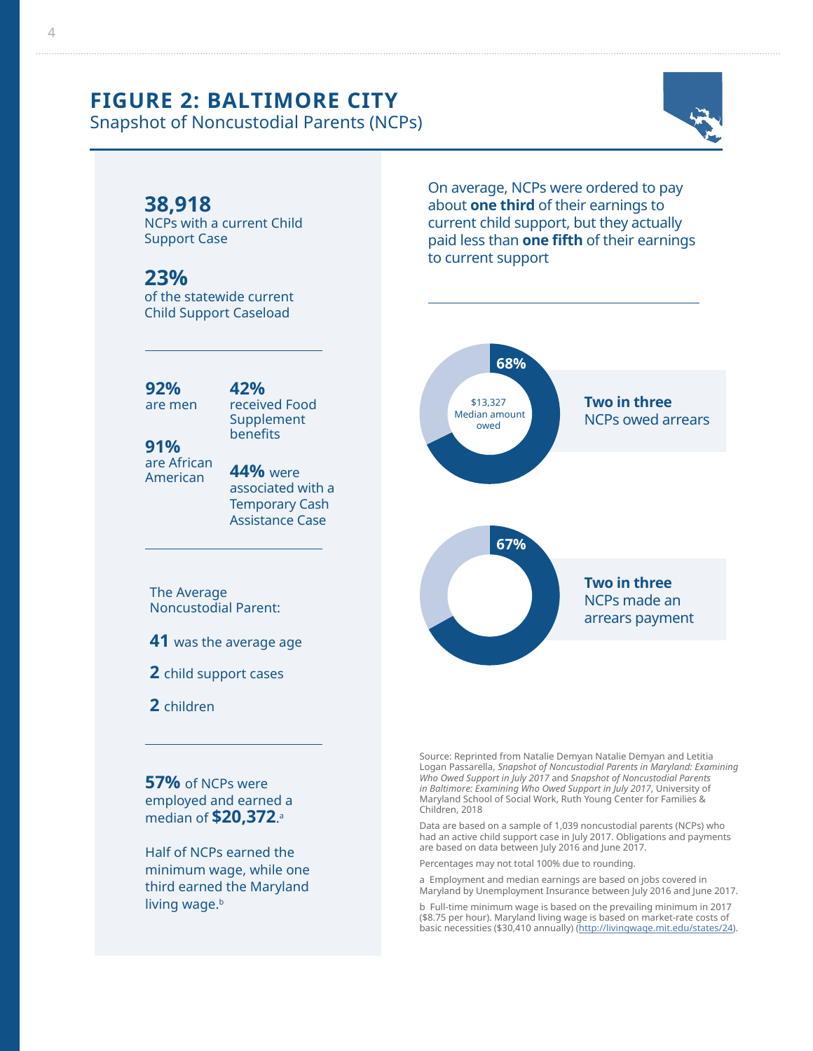# FIGURE 2: BALTIMORE CITY

Snapshot of Noncustodial Parents (NCPs)

**38,918**
NCPs with a current Child Support Case

**23%**
of the statewide current Child Support Caseload

**92%**
are men

**91%**
are African American

**42%**
received Food Supplement benefits

**44%** were associated with a Temporary Cash Assistance Case

The Average Noncustodial Parent:

**41** was the average age

**2** child support cases

**2** children

**57%** of NCPs were employed and earned a median of **$20,372**.[a]

Half of NCPs earned the minimum wage, while one third earned the Maryland living wage.[b]

On average, NCPs were ordered to pay about **one third** of their earnings to current child support, but they actually paid less than **one fifth** of their earnings to current support

**68%**
$13,327 Median amount owed

**Two in three** NCPs owed arrears

**67%**

**Two in three** NCPs made an arrears payment

Source: Reprinted from Natalie Demyan Natalie Demyan and Letitia Logan Passarella, *Snapshot of Noncustodial Parents in Maryland: Examining Who Owed Support in July 2017* and *Snapshot of Noncustodial Parents in Baltimore: Examining Who Owed Support in July 2017*, University of Maryland School of Social Work, Ruth Young Center for Families & Children, 2018

Data are based on a sample of 1,039 noncustodial parents (NCPs) who had an active child support case in July 2017. Obligations and payments are based on data between July 2016 and June 2017.

Percentages may not total 100% due to rounding.

a Employment and median earnings are based on jobs covered in Maryland by Unemployment Insurance between July 2016 and June 2017.

b Full-time minimum wage is based on the prevailing minimum in 2017 ($8.75 per hour). Maryland living wage is based on market-rate costs of basic necessities ($30,410 annually) (http://livingwage.mit.edu/states/24).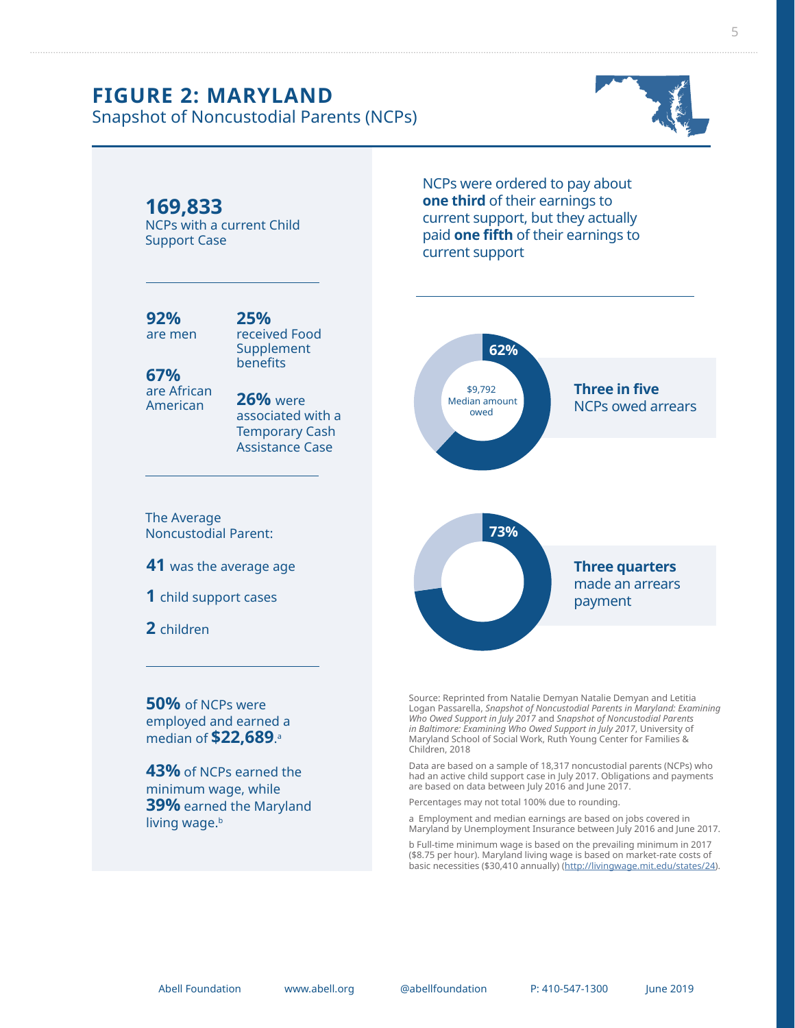# FIGURE 2: MARYLAND

Snapshot of Noncustodial Parents (NCPs)

**169,833**
NCPs with a current Child Support Case

**92%** are men

**67%** are African American

**25%** received Food Supplement benefits

**26%** were associated with a Temporary Cash Assistance Case

The Average Noncustodial Parent:

**41** was the average age

**1** child support cases

**2** children

**50%** of NCPs were employed and earned a median of **$22,689**.[a]

**43%** of NCPs earned the minimum wage, while **39%** earned the Maryland living wage.[b]

NCPs were ordered to pay about **one third** of their earnings to current support, but they actually paid **one fifth** of their earnings to current support

62%

$9,792 Median amount owed

**Three in five** NCPs owed arrears

73%

**Three quarters** made an arrears payment

Source: Reprinted from Natalie Demyan Natalie Demyan and Letitia Logan Passarella, *Snapshot of Noncustodial Parents in Maryland: Examining Who Owed Support in July 2017* and *Snapshot of Noncustodial Parents in Baltimore: Examining Who Owed Support in July 2017*, University of Maryland School of Social Work, Ruth Young Center for Families & Children, 2018

Data are based on a sample of 18,317 noncustodial parents (NCPs) who had an active child support case in July 2017. Obligations and payments are based on data between July 2016 and June 2017.

Percentages may not total 100% due to rounding.

a Employment and median earnings are based on jobs covered in Maryland by Unemployment Insurance between July 2016 and June 2017.

b Full-time minimum wage is based on the prevailing minimum in 2017 ($8.75 per hour). Maryland living wage is based on market-rate costs of basic necessities ($30,410 annually) (http://livingwage.mit.edu/states/24).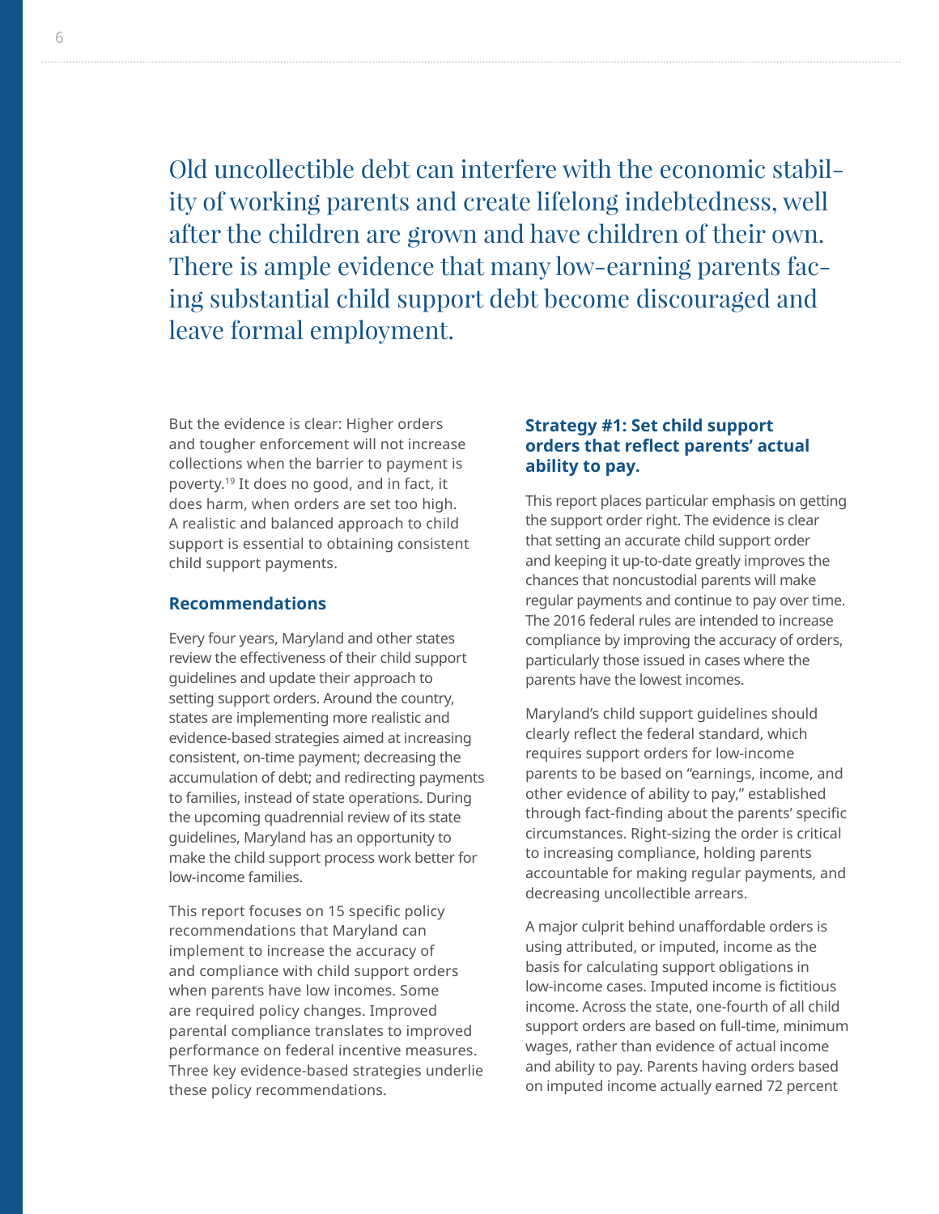Old uncollectible debt can interfere with the economic stability of working parents and create lifelong indebtedness, well after the children are grown and have children of their own. There is ample evidence that many low-earning parents facing substantial child support debt become discouraged and leave formal employment.

But the evidence is clear: Higher orders and tougher enforcement will not increase collections when the barrier to payment is poverty.[19] It does no good, and in fact, it does harm, when orders are set too high. A realistic and balanced approach to child support is essential to obtaining consistent child support payments.

## Recommendations

Every four years, Maryland and other states review the effectiveness of their child support guidelines and update their approach to setting support orders. Around the country, states are implementing more realistic and evidence-based strategies aimed at increasing consistent, on-time payment; decreasing the accumulation of debt; and redirecting payments to families, instead of state operations. During the upcoming quadrennial review of its state guidelines, Maryland has an opportunity to make the child support process work better for low-income families.

This report focuses on 15 specific policy recommendations that Maryland can implement to increase the accuracy of and compliance with child support orders when parents have low incomes. Some are required policy changes. Improved parental compliance translates to improved performance on federal incentive measures. Three key evidence-based strategies underlie these policy recommendations.

### Strategy #1: Set child support orders that reflect parents' actual ability to pay.

This report places particular emphasis on getting the support order right. The evidence is clear that setting an accurate child support order and keeping it up-to-date greatly improves the chances that noncustodial parents will make regular payments and continue to pay over time. The 2016 federal rules are intended to increase compliance by improving the accuracy of orders, particularly those issued in cases where the parents have the lowest incomes.

Maryland's child support guidelines should clearly reflect the federal standard, which requires support orders for low-income parents to be based on "earnings, income, and other evidence of ability to pay," established through fact-finding about the parents' specific circumstances. Right-sizing the order is critical to increasing compliance, holding parents accountable for making regular payments, and decreasing uncollectible arrears.

A major culprit behind unaffordable orders is using attributed, or imputed, income as the basis for calculating support obligations in low-income cases. Imputed income is fictitious income. Across the state, one-fourth of all child support orders are based on full-time, minimum wages, rather than evidence of actual income and ability to pay. Parents having orders based on imputed income actually earned 72 percent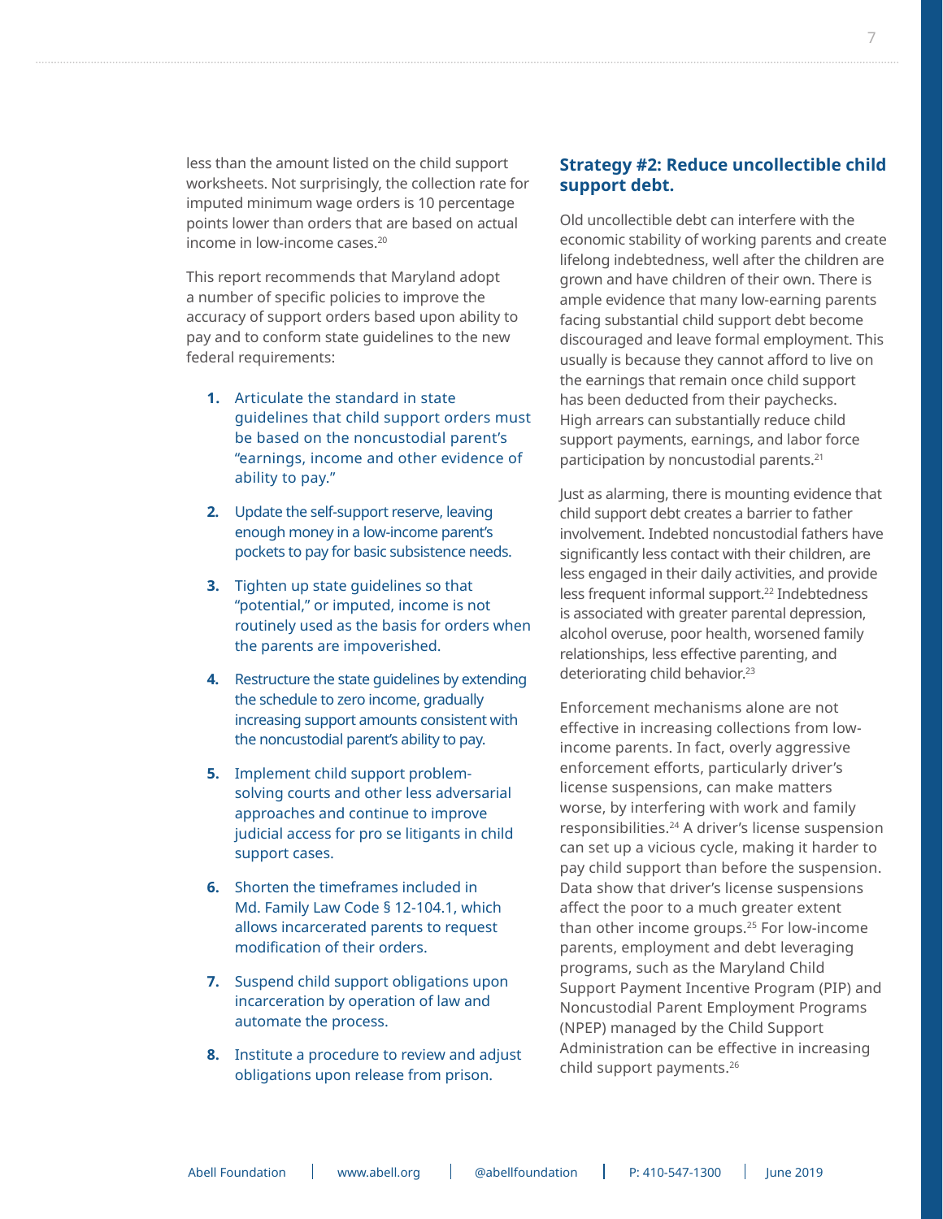less than the amount listed on the child support worksheets. Not surprisingly, the collection rate for imputed minimum wage orders is 10 percentage points lower than orders that are based on actual income in low-income cases.[20]

This report recommends that Maryland adopt a number of specific policies to improve the accuracy of support orders based upon ability to pay and to conform state guidelines to the new federal requirements:

1. Articulate the standard in state guidelines that child support orders must be based on the noncustodial parent's "earnings, income and other evidence of ability to pay."
2. Update the self-support reserve, leaving enough money in a low-income parent's pockets to pay for basic subsistence needs.
3. Tighten up state guidelines so that "potential," or imputed, income is not routinely used as the basis for orders when the parents are impoverished.
4. Restructure the state guidelines by extending the schedule to zero income, gradually increasing support amounts consistent with the noncustodial parent's ability to pay.
5. Implement child support problem-solving courts and other less adversarial approaches and continue to improve judicial access for pro se litigants in child support cases.
6. Shorten the timeframes included in Md. Family Law Code § 12-104.1, which allows incarcerated parents to request modification of their orders.
7. Suspend child support obligations upon incarceration by operation of law and automate the process.
8. Institute a procedure to review and adjust obligations upon release from prison.

## Strategy #2: Reduce uncollectible child support debt.

Old uncollectible debt can interfere with the economic stability of working parents and create lifelong indebtedness, well after the children are grown and have children of their own. There is ample evidence that many low-earning parents facing substantial child support debt become discouraged and leave formal employment. This usually is because they cannot afford to live on the earnings that remain once child support has been deducted from their paychecks. High arrears can substantially reduce child support payments, earnings, and labor force participation by noncustodial parents.[21]

Just as alarming, there is mounting evidence that child support debt creates a barrier to father involvement. Indebted noncustodial fathers have significantly less contact with their children, are less engaged in their daily activities, and provide less frequent informal support.[22] Indebtedness is associated with greater parental depression, alcohol overuse, poor health, worsened family relationships, less effective parenting, and deteriorating child behavior.[23]

Enforcement mechanisms alone are not effective in increasing collections from low-income parents. In fact, overly aggressive enforcement efforts, particularly driver's license suspensions, can make matters worse, by interfering with work and family responsibilities.[24] A driver's license suspension can set up a vicious cycle, making it harder to pay child support than before the suspension. Data show that driver's license suspensions affect the poor to a much greater extent than other income groups.[25] For low-income parents, employment and debt leveraging programs, such as the Maryland Child Support Payment Incentive Program (PIP) and Noncustodial Parent Employment Programs (NPEP) managed by the Child Support Administration can be effective in increasing child support payments.[26]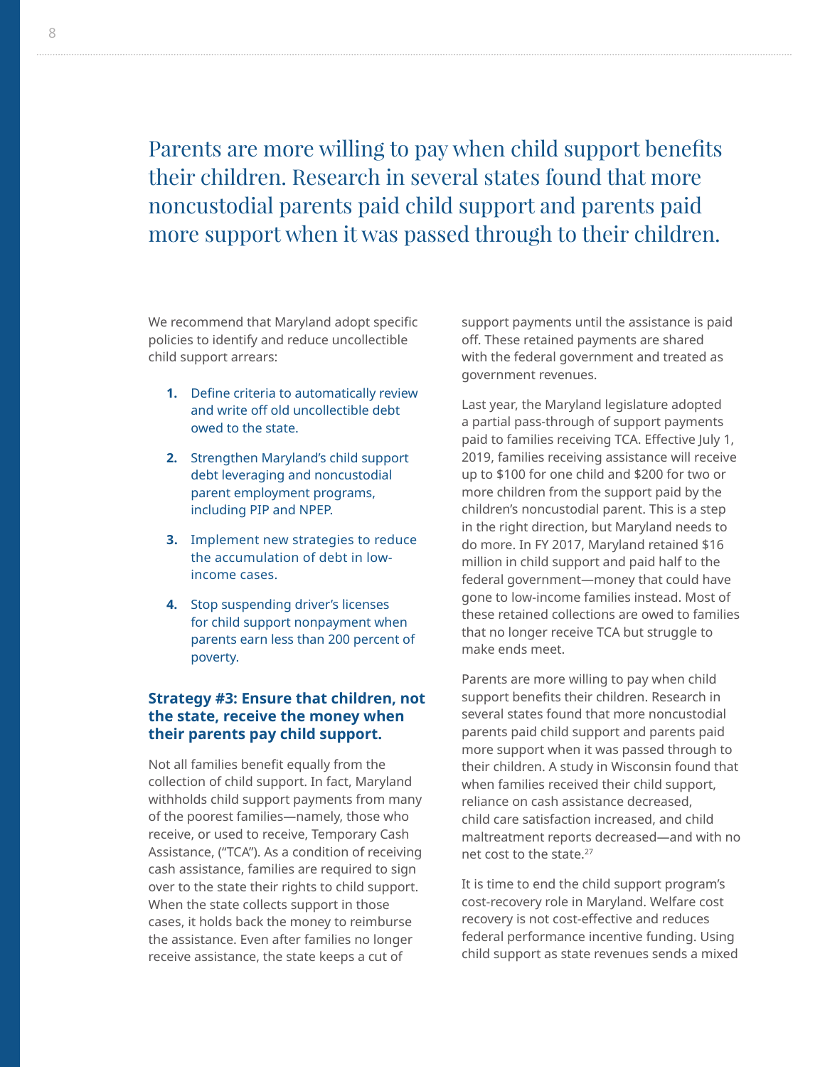> Parents are more willing to pay when child support benefits their children. Research in several states found that more noncustodial parents paid child support and parents paid more support when it was passed through to their children.

We recommend that Maryland adopt specific policies to identify and reduce uncollectible child support arrears:

1. Define criteria to automatically review and write off old uncollectible debt owed to the state.
2. Strengthen Maryland's child support debt leveraging and noncustodial parent employment programs, including PIP and NPEP.
3. Implement new strategies to reduce the accumulation of debt in low-income cases.
4. Stop suspending driver's licenses for child support nonpayment when parents earn less than 200 percent of poverty.

### Strategy #3: Ensure that children, not the state, receive the money when their parents pay child support.

Not all families benefit equally from the collection of child support. In fact, Maryland withholds child support payments from many of the poorest families—namely, those who receive, or used to receive, Temporary Cash Assistance, ("TCA"). As a condition of receiving cash assistance, families are required to sign over to the state their rights to child support. When the state collects support in those cases, it holds back the money to reimburse the assistance. Even after families no longer receive assistance, the state keeps a cut of support payments until the assistance is paid off. These retained payments are shared with the federal government and treated as government revenues.

Last year, the Maryland legislature adopted a partial pass-through of support payments paid to families receiving TCA. Effective July 1, 2019, families receiving assistance will receive up to $100 for one child and $200 for two or more children from the support paid by the children's noncustodial parent. This is a step in the right direction, but Maryland needs to do more. In FY 2017, Maryland retained $16 million in child support and paid half to the federal government—money that could have gone to low-income families instead. Most of these retained collections are owed to families that no longer receive TCA but struggle to make ends meet.

Parents are more willing to pay when child support benefits their children. Research in several states found that more noncustodial parents paid child support and parents paid more support when it was passed through to their children. A study in Wisconsin found that when families received their child support, reliance on cash assistance decreased, child care satisfaction increased, and child maltreatment reports decreased—and with no net cost to the state.[27]

It is time to end the child support program's cost-recovery role in Maryland. Welfare cost recovery is not cost-effective and reduces federal performance incentive funding. Using child support as state revenues sends a mixed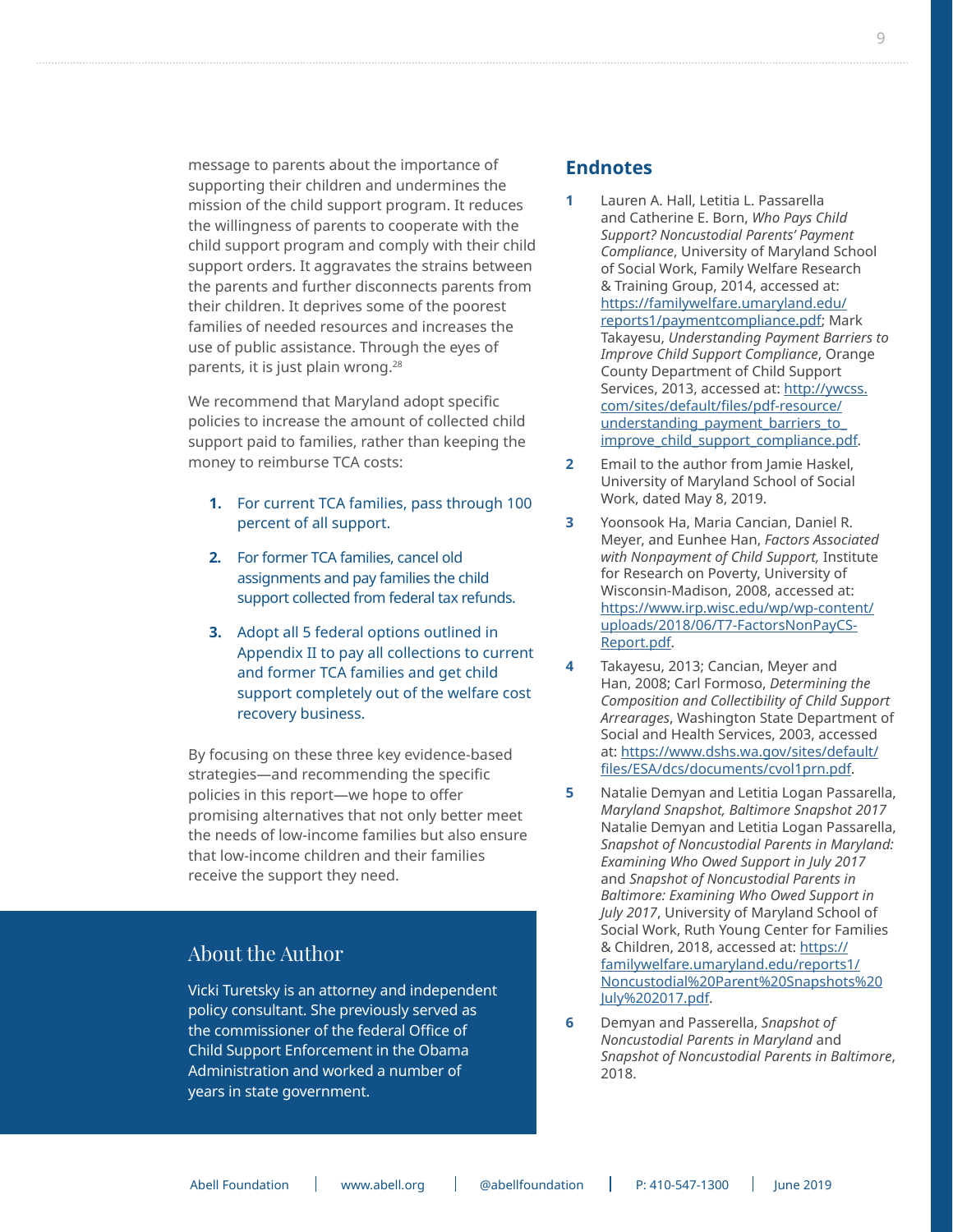message to parents about the importance of supporting their children and undermines the mission of the child support program. It reduces the willingness of parents to cooperate with the child support program and comply with their child support orders. It aggravates the strains between the parents and further disconnects parents from their children. It deprives some of the poorest families of needed resources and increases the use of public assistance. Through the eyes of parents, it is just plain wrong.[28]

We recommend that Maryland adopt specific policies to increase the amount of collected child support paid to families, rather than keeping the money to reimburse TCA costs:

1. For current TCA families, pass through 100 percent of all support.
2. For former TCA families, cancel old assignments and pay families the child support collected from federal tax refunds.
3. Adopt all 5 federal options outlined in Appendix II to pay all collections to current and former TCA families and get child support completely out of the welfare cost recovery business.

By focusing on these three key evidence-based strategies—and recommending the specific policies in this report—we hope to offer promising alternatives that not only better meet the needs of low-income families but also ensure that low-income children and their families receive the support they need.

## About the Author

Vicki Turetsky is an attorney and independent policy consultant. She previously served as the commissioner of the federal Office of Child Support Enforcement in the Obama Administration and worked a number of years in state government.

## Endnotes

1. Lauren A. Hall, Letitia L. Passarella and Catherine E. Born, *Who Pays Child Support? Noncustodial Parents' Payment Compliance*, University of Maryland School of Social Work, Family Welfare Research & Training Group, 2014, accessed at: https://familywelfare.umaryland.edu/reports1/paymentcompliance.pdf; Mark Takayesu, *Understanding Payment Barriers to Improve Child Support Compliance*, Orange County Department of Child Support Services, 2013, accessed at: http://ywcss.com/sites/default/files/pdf-resource/understanding_payment_barriers_to_improve_child_support_compliance.pdf.
2. Email to the author from Jamie Haskel, University of Maryland School of Social Work, dated May 8, 2019.
3. Yoonsook Ha, Maria Cancian, Daniel R. Meyer, and Eunhee Han, *Factors Associated with Nonpayment of Child Support,* Institute for Research on Poverty, University of Wisconsin-Madison, 2008, accessed at: https://www.irp.wisc.edu/wp/wp-content/uploads/2018/06/T7-FactorsNonPayCS-Report.pdf.
4. Takayesu, 2013; Cancian, Meyer and Han, 2008; Carl Formoso, *Determining the Composition and Collectibility of Child Support Arrearages*, Washington State Department of Social and Health Services, 2003, accessed at: https://www.dshs.wa.gov/sites/default/files/ESA/dcs/documents/cvol1prn.pdf.
5. Natalie Demyan and Letitia Logan Passarella, *Maryland Snapshot, Baltimore Snapshot 2017* Natalie Demyan and Letitia Logan Passarella, *Snapshot of Noncustodial Parents in Maryland: Examining Who Owed Support in July 2017* and *Snapshot of Noncustodial Parents in Baltimore: Examining Who Owed Support in July 2017*, University of Maryland School of Social Work, Ruth Young Center for Families & Children, 2018, accessed at: https://familywelfare.umaryland.edu/reports1/Noncustodial%20Parent%20Snapshots%20July%202017.pdf.
6. Demyan and Passerella, *Snapshot of Noncustodial Parents in Maryland* and *Snapshot of Noncustodial Parents in Baltimore*, 2018.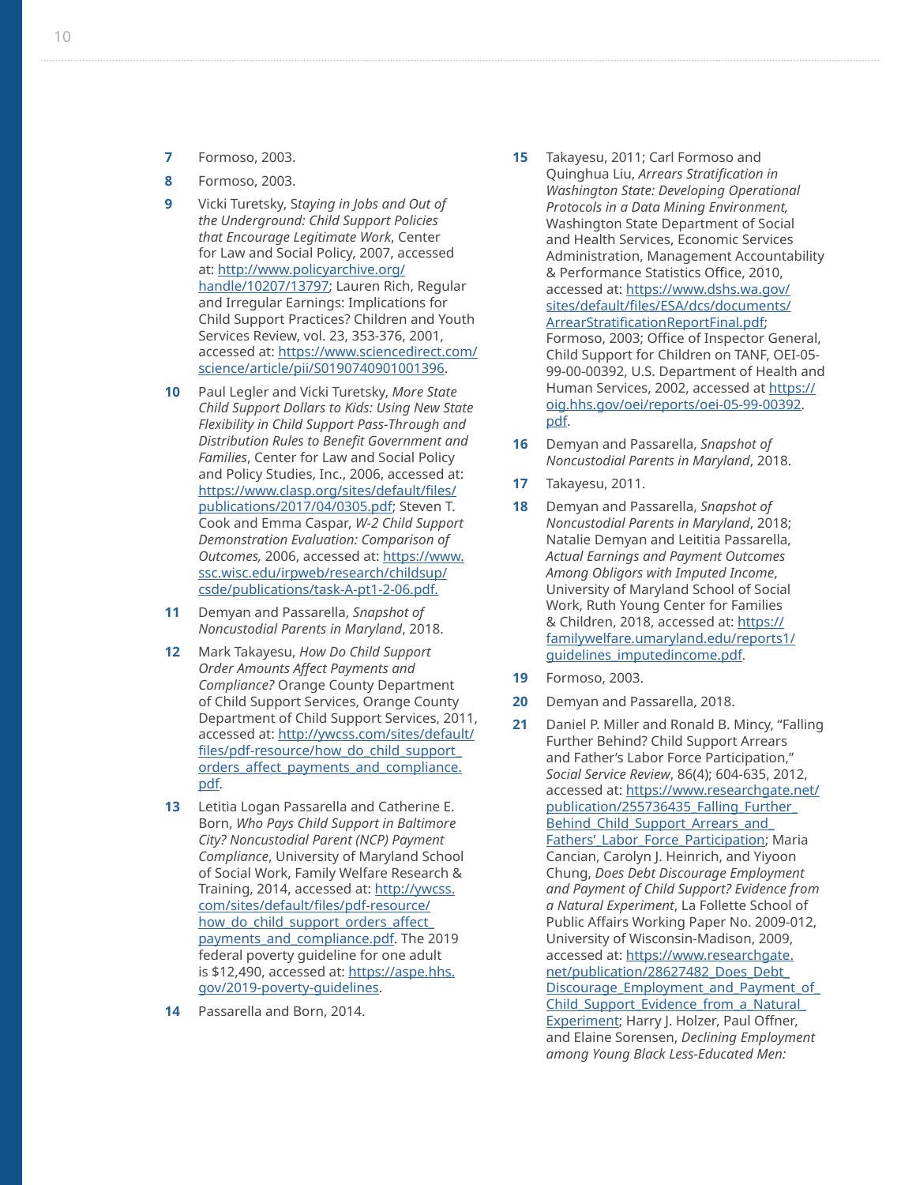7 Formoso, 2003.

8 Formoso, 2003.

9 Vicki Turetsky, *Staying in Jobs and Out of the Underground: Child Support Policies that Encourage Legitimate Work*, Center for Law and Social Policy, 2007, accessed at: http://www.policyarchive.org/handle/10207/13797; Lauren Rich, Regular and Irregular Earnings: Implications for Child Support Practices? Children and Youth Services Review, vol. 23, 353-376, 2001, accessed at: https://www.sciencedirect.com/science/article/pii/S0190740901001396.

10 Paul Legler and Vicki Turetsky, *More State Child Support Dollars to Kids: Using New State Flexibility in Child Support Pass-Through and Distribution Rules to Benefit Government and Families*, Center for Law and Social Policy and Policy Studies, Inc., 2006, accessed at: https://www.clasp.org/sites/default/files/publications/2017/04/0305.pdf; Steven T. Cook and Emma Caspar, *W-2 Child Support Demonstration Evaluation: Comparison of Outcomes,* 2006, accessed at: https://www.ssc.wisc.edu/irpweb/research/childsup/csde/publications/task-A-pt1-2-06.pdf.

11 Demyan and Passarella, *Snapshot of Noncustodial Parents in Maryland*, 2018.

12 Mark Takayesu, *How Do Child Support Order Amounts Affect Payments and Compliance?* Orange County Department of Child Support Services, Orange County Department of Child Support Services, 2011, accessed at: http://ywcss.com/sites/default/files/pdf-resource/how_do_child_support_orders_affect_payments_and_compliance.pdf.

13 Letitia Logan Passarella and Catherine E. Born, *Who Pays Child Support in Baltimore City? Noncustodial Parent (NCP) Payment Compliance*, University of Maryland School of Social Work, Family Welfare Research & Training, 2014, accessed at: http://ywcss.com/sites/default/files/pdf-resource/how_do_child_support_orders_affect_payments_and_compliance.pdf. The 2019 federal poverty guideline for one adult is $12,490, accessed at: https://aspe.hhs.gov/2019-poverty-guidelines.

14 Passarella and Born, 2014.

15 Takayesu, 2011; Carl Formoso and Quinghua Liu, *Arrears Stratification in Washington State: Developing Operational Protocols in a Data Mining Environment,* Washington State Department of Social and Health Services, Economic Services Administration, Management Accountability & Performance Statistics Office, 2010, accessed at: https://www.dshs.wa.gov/sites/default/files/ESA/dcs/documents/ArrearStratificationReportFinal.pdf; Formoso, 2003; Office of Inspector General, Child Support for Children on TANF, OEI-05-99-00-00392, U.S. Department of Health and Human Services, 2002, accessed at https://oig.hhs.gov/oei/reports/oei-05-99-00392.pdf.

16 Demyan and Passarella, *Snapshot of Noncustodial Parents in Maryland*, 2018.

17 Takayesu, 2011.

18 Demyan and Passarella, *Snapshot of Noncustodial Parents in Maryland*, 2018; Natalie Demyan and Leititia Passarella, *Actual Earnings and Payment Outcomes Among Obligors with Imputed Income*, University of Maryland School of Social Work, Ruth Young Center for Families & Children, 2018, accessed at: https://familywelfare.umaryland.edu/reports1/guidelines_imputedincome.pdf.

19 Formoso, 2003.

20 Demyan and Passarella, 2018.

21 Daniel P. Miller and Ronald B. Mincy, "Falling Further Behind? Child Support Arrears and Father's Labor Force Participation," *Social Service Review*, 86(4); 604-635, 2012, accessed at: https://www.researchgate.net/publication/255736435_Falling_Further_Behind_Child_Support_Arrears_and_Fathers'_Labor_Force_Participation; Maria Cancian, Carolyn J. Heinrich, and Yiyoon Chung, *Does Debt Discourage Employment and Payment of Child Support? Evidence from a Natural Experiment*, La Follette School of Public Affairs Working Paper No. 2009-012, University of Wisconsin-Madison, 2009, accessed at: https://www.researchgate.net/publication/28627482_Does_Debt_Discourage_Employment_and_Payment_of_Child_Support_Evidence_from_a_Natural_Experiment; Harry J. Holzer, Paul Offner, and Elaine Sorensen, *Declining Employment among Young Black Less-Educated Men:*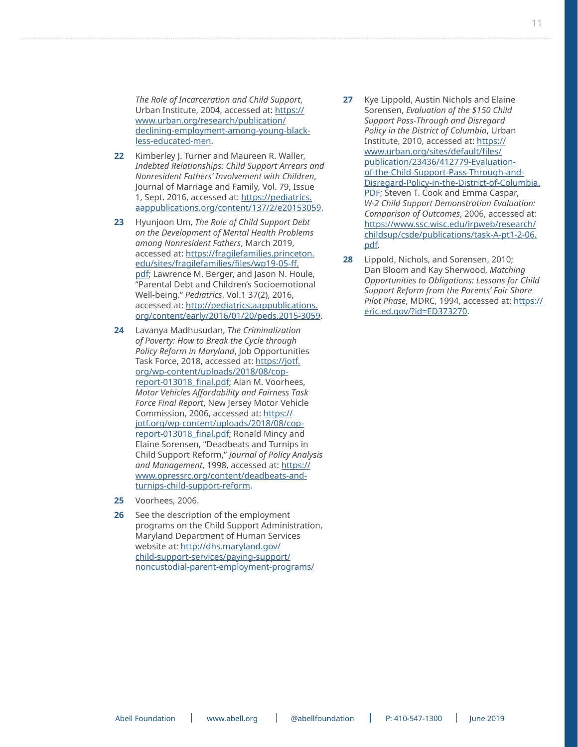*The Role of Incarceration and Child Support*, Urban Institute, 2004, accessed at: https://www.urban.org/research/publication/declining-employment-among-young-black-less-educated-men.

**22** Kimberley J. Turner and Maureen R. Waller, *Indebted Relationships: Child Support Arrears and Nonresident Fathers' Involvement with Children*, Journal of Marriage and Family, Vol. 79, Issue 1, Sept. 2016, accessed at: https://pediatrics.aappublications.org/content/137/2/e20153059.

**23** Hyunjoon Um, *The Role of Child Support Debt on the Development of Mental Health Problems among Nonresident Fathers*, March 2019, accessed at: https://fragilefamilies.princeton.edu/sites/fragilefamilies/files/wp19-05-ff.pdf; Lawrence M. Berger, and Jason N. Houle, "Parental Debt and Children's Socioemotional Well-being." *Pediatrics*, Vol.1 37(2), 2016, accessed at: http://pediatrics.aappublications.org/content/early/2016/01/20/peds.2015-3059.

**24** Lavanya Madhusudan, *The Criminalization of Poverty: How to Break the Cycle through Policy Reform in Maryland*, Job Opportunities Task Force, 2018, accessed at: https://jotf.org/wp-content/uploads/2018/08/cop-report-013018_final.pdf; Alan M. Voorhees, *Motor Vehicles Affordability and Fairness Task Force Final Report*, New Jersey Motor Vehicle Commission, 2006, accessed at: https://jotf.org/wp-content/uploads/2018/08/cop-report-013018_final.pdf; Ronald Mincy and Elaine Sorensen, "Deadbeats and Turnips in Child Support Reform," *Journal of Policy Analysis and Management*, 1998, accessed at: https://www.opressrc.org/content/deadbeats-and-turnips-child-support-reform.

**25** Voorhees, 2006.

**26** See the description of the employment programs on the Child Support Administration, Maryland Department of Human Services website at: http://dhs.maryland.gov/child-support-services/paying-support/noncustodial-parent-employment-programs/

**27** Kye Lippold, Austin Nichols and Elaine Sorensen, *Evaluation of the $150 Child Support Pass-Through and Disregard Policy in the District of Columbia*, Urban Institute, 2010, accessed at: https://www.urban.org/sites/default/files/publication/23436/412779-Evaluation-of-the-Child-Support-Pass-Through-and-Disregard-Policy-in-the-District-of-Columbia.PDF; Steven T. Cook and Emma Caspar, *W-2 Child Support Demonstration Evaluation: Comparison of Outcomes*, 2006, accessed at: https://www.ssc.wisc.edu/irpweb/research/childsup/csde/publications/task-A-pt1-2-06.pdf.

**28** Lippold, Nichols, and Sorensen, 2010; Dan Bloom and Kay Sherwood, *Matching Opportunities to Obligations: Lessons for Child Support Reform from the Parents' Fair Share Pilot Phase*, MDRC, 1994, accessed at: https://eric.ed.gov/?id=ED373270.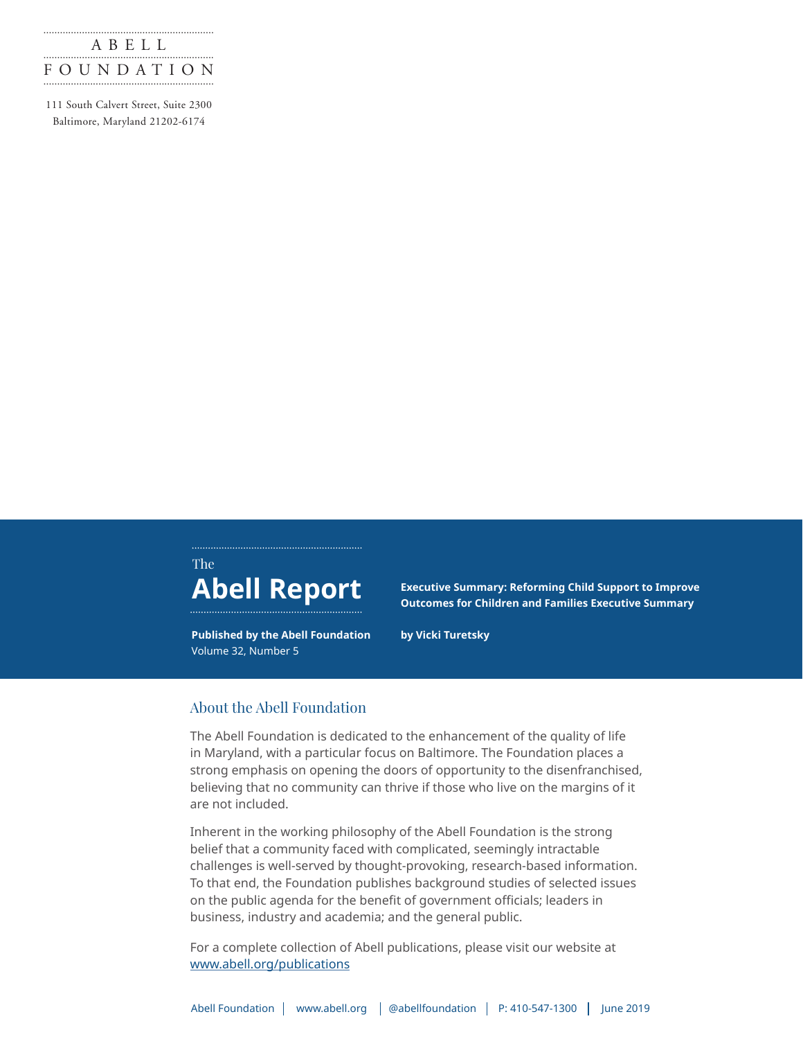ABELL
FOUNDATION

111 South Calvert Street, Suite 2300
Baltimore, Maryland 21202-6174

The
# Abell Report

**Executive Summary: Reforming Child Support to Improve Outcomes for Children and Families Executive Summary**

**Published by the Abell Foundation**
Volume 32, Number 5

**by Vicki Turetsky**

## About the Abell Foundation

The Abell Foundation is dedicated to the enhancement of the quality of life in Maryland, with a particular focus on Baltimore. The Foundation places a strong emphasis on opening the doors of opportunity to the disenfranchised, believing that no community can thrive if those who live on the margins of it are not included.

Inherent in the working philosophy of the Abell Foundation is the strong belief that a community faced with complicated, seemingly intractable challenges is well-served by thought-provoking, research-based information. To that end, the Foundation publishes background studies of selected issues on the public agenda for the benefit of government officials; leaders in business, industry and academia; and the general public.

For a complete collection of Abell publications, please visit our website at www.abell.org/publications

Abell Foundation | www.abell.org | @abellfoundation | P: 410-547-1300 | June 2019